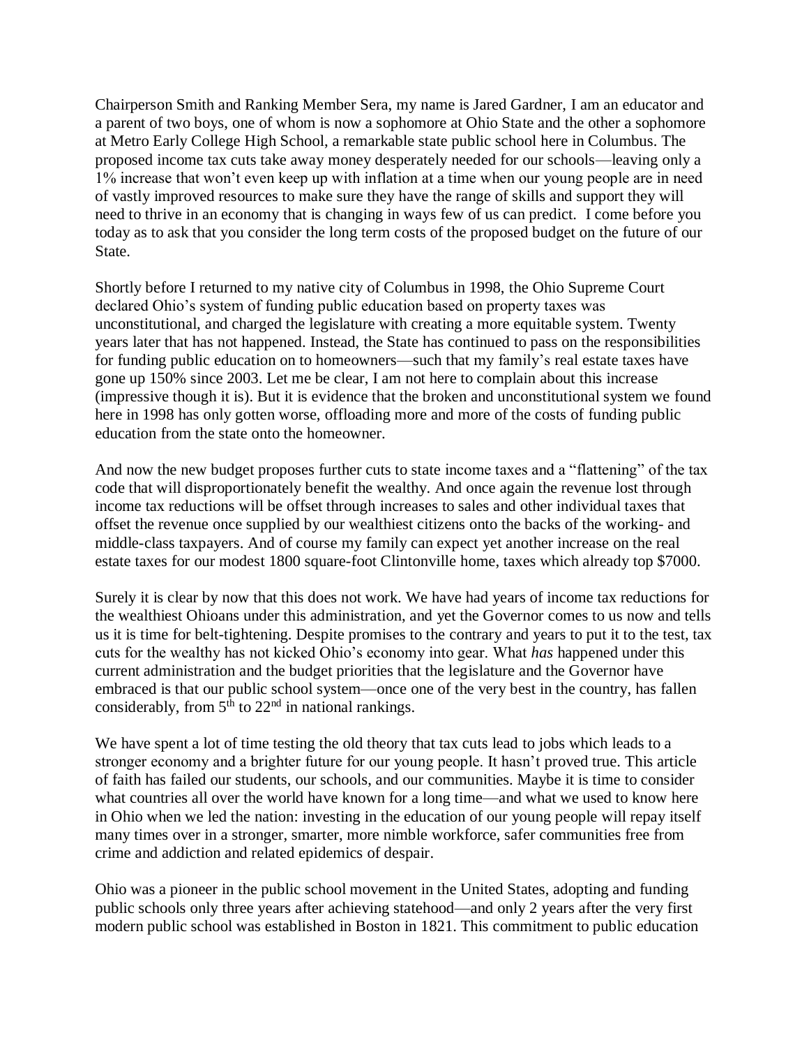Chairperson Smith and Ranking Member Sera, my name is Jared Gardner, I am an educator and a parent of two boys, one of whom is now a sophomore at Ohio State and the other a sophomore at Metro Early College High School, a remarkable state public school here in Columbus. The proposed income tax cuts take away money desperately needed for our schools—leaving only a 1% increase that won't even keep up with inflation at a time when our young people are in need of vastly improved resources to make sure they have the range of skills and support they will need to thrive in an economy that is changing in ways few of us can predict. I come before you today as to ask that you consider the long term costs of the proposed budget on the future of our State.

Shortly before I returned to my native city of Columbus in 1998, the Ohio Supreme Court declared Ohio's system of funding public education based on property taxes was unconstitutional, and charged the legislature with creating a more equitable system. Twenty years later that has not happened. Instead, the State has continued to pass on the responsibilities for funding public education on to homeowners—such that my family's real estate taxes have gone up 150% since 2003. Let me be clear, I am not here to complain about this increase (impressive though it is). But it is evidence that the broken and unconstitutional system we found here in 1998 has only gotten worse, offloading more and more of the costs of funding public education from the state onto the homeowner.

And now the new budget proposes further cuts to state income taxes and a "flattening" of the tax code that will disproportionately benefit the wealthy. And once again the revenue lost through income tax reductions will be offset through increases to sales and other individual taxes that offset the revenue once supplied by our wealthiest citizens onto the backs of the working- and middle-class taxpayers. And of course my family can expect yet another increase on the real estate taxes for our modest 1800 square-foot Clintonville home, taxes which already top $7000.

Surely it is clear by now that this does not work. We have had years of income tax reductions for the wealthiest Ohioans under this administration, and yet the Governor comes to us now and tells us it is time for belt-tightening. Despite promises to the contrary and years to put it to the test, tax cuts for the wealthy has not kicked Ohio's economy into gear. What *has* happened under this current administration and the budget priorities that the legislature and the Governor have embraced is that our public school system—once one of the very best in the country, has fallen considerably, from 5th to 22nd in national rankings.

We have spent a lot of time testing the old theory that tax cuts lead to jobs which leads to a stronger economy and a brighter future for our young people. It hasn't proved true. This article of faith has failed our students, our schools, and our communities. Maybe it is time to consider what countries all over the world have known for a long time—and what we used to know here in Ohio when we led the nation: investing in the education of our young people will repay itself many times over in a stronger, smarter, more nimble workforce, safer communities free from crime and addiction and related epidemics of despair.

Ohio was a pioneer in the public school movement in the United States, adopting and funding public schools only three years after achieving statehood—and only 2 years after the very first modern public school was established in Boston in 1821. This commitment to public education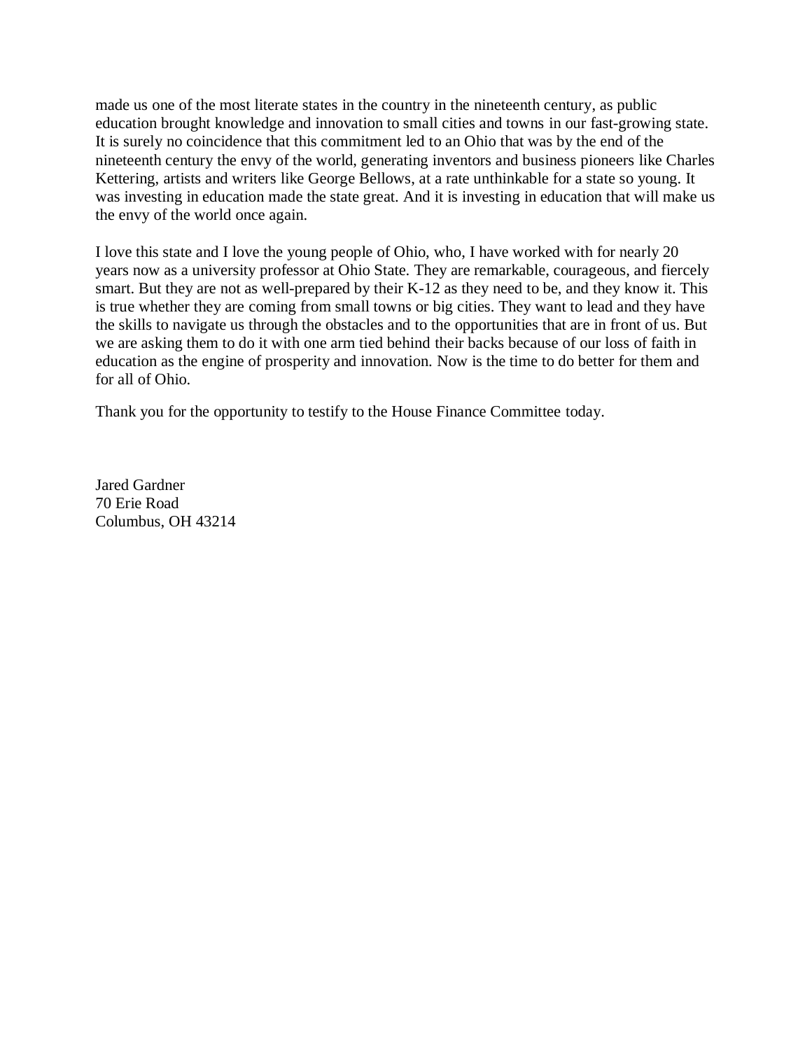made us one of the most literate states in the country in the nineteenth century, as public education brought knowledge and innovation to small cities and towns in our fast-growing state. It is surely no coincidence that this commitment led to an Ohio that was by the end of the nineteenth century the envy of the world, generating inventors and business pioneers like Charles Kettering, artists and writers like George Bellows, at a rate unthinkable for a state so young. It was investing in education made the state great. And it is investing in education that will make us the envy of the world once again.

I love this state and I love the young people of Ohio, who, I have worked with for nearly 20 years now as a university professor at Ohio State. They are remarkable, courageous, and fiercely smart. But they are not as well-prepared by their K-12 as they need to be, and they know it. This is true whether they are coming from small towns or big cities. They want to lead and they have the skills to navigate us through the obstacles and to the opportunities that are in front of us. But we are asking them to do it with one arm tied behind their backs because of our loss of faith in education as the engine of prosperity and innovation. Now is the time to do better for them and for all of Ohio.

Thank you for the opportunity to testify to the House Finance Committee today.

Jared Gardner  
70 Erie Road  
Columbus, OH 43214